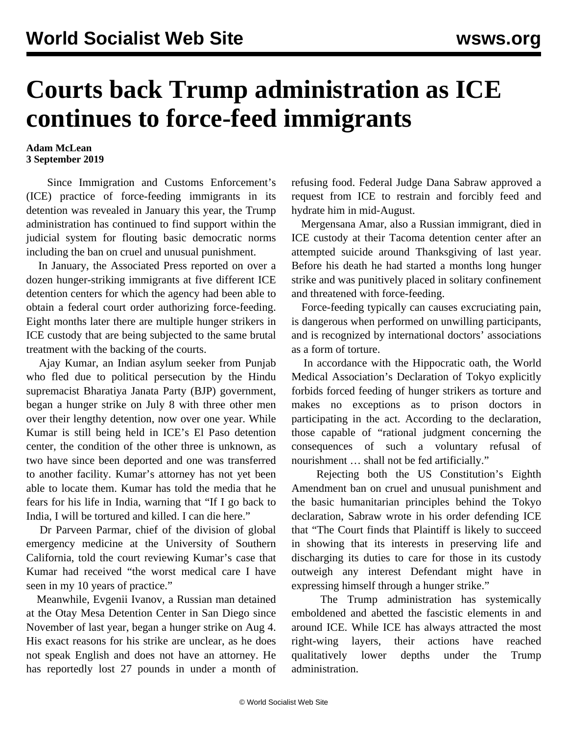# Courts back Trump administration as ICE continues to force-feed immigrants

**Adam McLean**
**3 September 2019**

Since Immigration and Customs Enforcement's (ICE) practice of force-feeding immigrants in its detention was revealed in January this year, the Trump administration has continued to find support within the judicial system for flouting basic democratic norms including the ban on cruel and unusual punishment.

In January, the Associated Press reported on over a dozen hunger-striking immigrants at five different ICE detention centers for which the agency had been able to obtain a federal court order authorizing force-feeding. Eight months later there are multiple hunger strikers in ICE custody that are being subjected to the same brutal treatment with the backing of the courts.

Ajay Kumar, an Indian asylum seeker from Punjab who fled due to political persecution by the Hindu supremacist Bharatiya Janata Party (BJP) government, began a hunger strike on July 8 with three other men over their lengthy detention, now over one year. While Kumar is still being held in ICE's El Paso detention center, the condition of the other three is unknown, as two have since been deported and one was transferred to another facility. Kumar's attorney has not yet been able to locate them. Kumar has told the media that he fears for his life in India, warning that "If I go back to India, I will be tortured and killed. I can die here."

Dr Parveen Parmar, chief of the division of global emergency medicine at the University of Southern California, told the court reviewing Kumar's case that Kumar had received "the worst medical care I have seen in my 10 years of practice."

Meanwhile, Evgenii Ivanov, a Russian man detained at the Otay Mesa Detention Center in San Diego since November of last year, began a hunger strike on Aug 4. His exact reasons for his strike are unclear, as he does not speak English and does not have an attorney. He has reportedly lost 27 pounds in under a month of refusing food. Federal Judge Dana Sabraw approved a request from ICE to restrain and forcibly feed and hydrate him in mid-August.

Mergensana Amar, also a Russian immigrant, died in ICE custody at their Tacoma detention center after an attempted suicide around Thanksgiving of last year. Before his death he had started a months long hunger strike and was punitively placed in solitary confinement and threatened with force-feeding.

Force-feeding typically can causes excruciating pain, is dangerous when performed on unwilling participants, and is recognized by international doctors' associations as a form of torture.

In accordance with the Hippocratic oath, the World Medical Association's Declaration of Tokyo explicitly forbids forced feeding of hunger strikers as torture and makes no exceptions as to prison doctors in participating in the act. According to the declaration, those capable of "rational judgment concerning the consequences of such a voluntary refusal of nourishment … shall not be fed artificially."

Rejecting both the US Constitution's Eighth Amendment ban on cruel and unusual punishment and the basic humanitarian principles behind the Tokyo declaration, Sabraw wrote in his order defending ICE that "The Court finds that Plaintiff is likely to succeed in showing that its interests in preserving life and discharging its duties to care for those in its custody outweigh any interest Defendant might have in expressing himself through a hunger strike."

The Trump administration has systemically emboldened and abetted the fascistic elements in and around ICE. While ICE has always attracted the most right-wing layers, their actions have reached qualitatively lower depths under the Trump administration.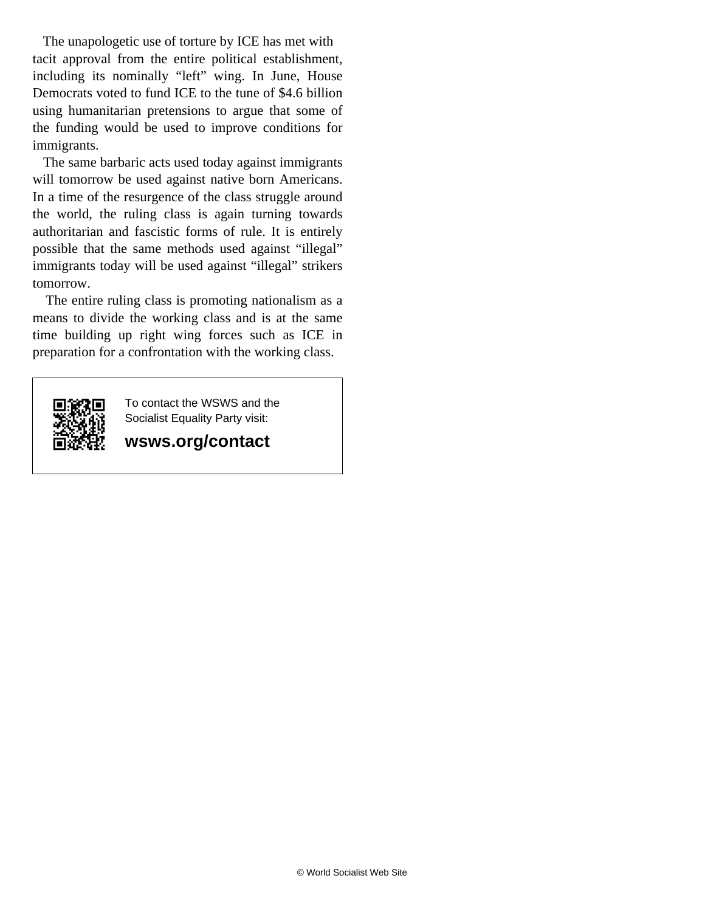The unapologetic use of torture by ICE has met with tacit approval from the entire political establishment, including its nominally "left" wing. In June, House Democrats voted to fund ICE to the tune of $4.6 billion using humanitarian pretensions to argue that some of the funding would be used to improve conditions for immigrants.

The same barbaric acts used today against immigrants will tomorrow be used against native born Americans. In a time of the resurgence of the class struggle around the world, the ruling class is again turning towards authoritarian and fascistic forms of rule. It is entirely possible that the same methods used against "illegal" immigrants today will be used against "illegal" strikers tomorrow.

The entire ruling class is promoting nationalism as a means to divide the working class and is at the same time building up right wing forces such as ICE in preparation for a confrontation with the working class.

To contact the WSWS and the Socialist Equality Party visit:

**wsws.org/contact**